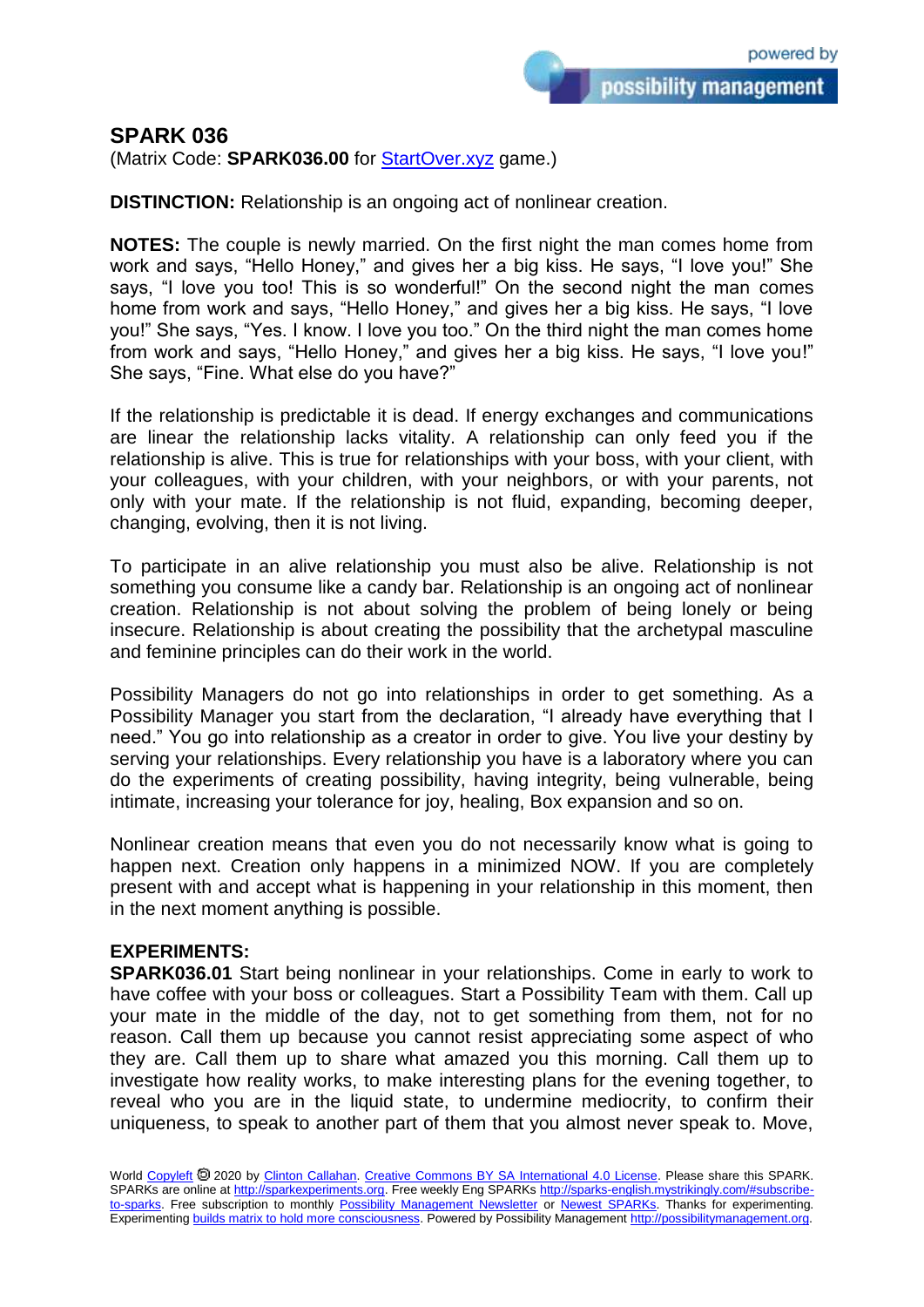## SPARK 036

(Matrix Code: **SPARK036.00** for StartOver.xyz game.)

**DISTINCTION:** Relationship is an ongoing act of nonlinear creation.

**NOTES:** The couple is newly married. On the first night the man comes home from work and says, "Hello Honey," and gives her a big kiss. He says, "I love you!" She says, "I love you too! This is so wonderful!" On the second night the man comes home from work and says, "Hello Honey," and gives her a big kiss. He says, "I love you!" She says, "Yes. I know. I love you too." On the third night the man comes home from work and says, "Hello Honey," and gives her a big kiss. He says, "I love you!" She says, "Fine. What else do you have?"

If the relationship is predictable it is dead. If energy exchanges and communications are linear the relationship lacks vitality. A relationship can only feed you if the relationship is alive. This is true for relationships with your boss, with your client, with your colleagues, with your children, with your neighbors, or with your parents, not only with your mate. If the relationship is not fluid, expanding, becoming deeper, changing, evolving, then it is not living.

To participate in an alive relationship you must also be alive. Relationship is not something you consume like a candy bar. Relationship is an ongoing act of nonlinear creation. Relationship is not about solving the problem of being lonely or being insecure. Relationship is about creating the possibility that the archetypal masculine and feminine principles can do their work in the world.

Possibility Managers do not go into relationships in order to get something. As a Possibility Manager you start from the declaration, "I already have everything that I need." You go into relationship as a creator in order to give. You live your destiny by serving your relationships. Every relationship you have is a laboratory where you can do the experiments of creating possibility, having integrity, being vulnerable, being intimate, increasing your tolerance for joy, healing, Box expansion and so on.

Nonlinear creation means that even you do not necessarily know what is going to happen next. Creation only happens in a minimized NOW. If you are completely present with and accept what is happening in your relationship in this moment, then in the next moment anything is possible.

**EXPERIMENTS:**

**SPARK036.01** Start being nonlinear in your relationships. Come in early to work to have coffee with your boss or colleagues. Start a Possibility Team with them. Call up your mate in the middle of the day, not to get something from them, not for no reason. Call them up because you cannot resist appreciating some aspect of who they are. Call them up to share what amazed you this morning. Call them up to investigate how reality works, to make interesting plans for the evening together, to reveal who you are in the liquid state, to undermine mediocrity, to confirm their uniqueness, to speak to another part of them that you almost never speak to. Move,

World Copyleft 🄯 2020 by Clinton Callahan. Creative Commons BY SA International 4.0 License. Please share this SPARK. SPARKs are online at http://sparkexperiments.org. Free weekly Eng SPARKs http://sparks-english.mystrikingly.com/#subscribe-to-sparks. Free subscription to monthly Possibility Management Newsletter or Newest SPARKs. Thanks for experimenting. Experimenting builds matrix to hold more consciousness. Powered by Possibility Management http://possibilitymanagement.org.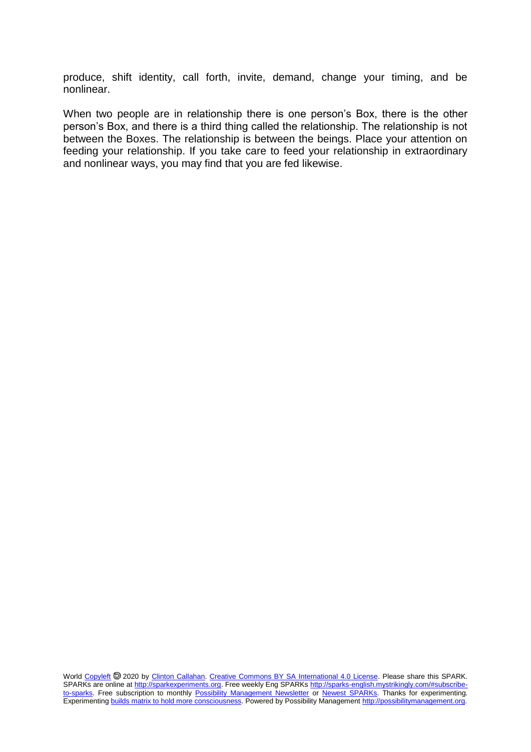produce, shift identity, call forth, invite, demand, change your timing, and be nonlinear.

When two people are in relationship there is one person's Box, there is the other person's Box, and there is a third thing called the relationship. The relationship is not between the Boxes. The relationship is between the beings. Place your attention on feeding your relationship. If you take care to feed your relationship in extraordinary and nonlinear ways, you may find that you are fed likewise.

World Copyleft 🄯 2020 by Clinton Callahan. Creative Commons BY SA International 4.0 License. Please share this SPARK. SPARKs are online at http://sparkexperiments.org. Free weekly Eng SPARKs http://sparks-english.mystrikingly.com/#subscribe-to-sparks. Free subscription to monthly Possibility Management Newsletter or Newest SPARKs. Thanks for experimenting. Experimenting builds matrix to hold more consciousness. Powered by Possibility Management http://possibilitymanagement.org.